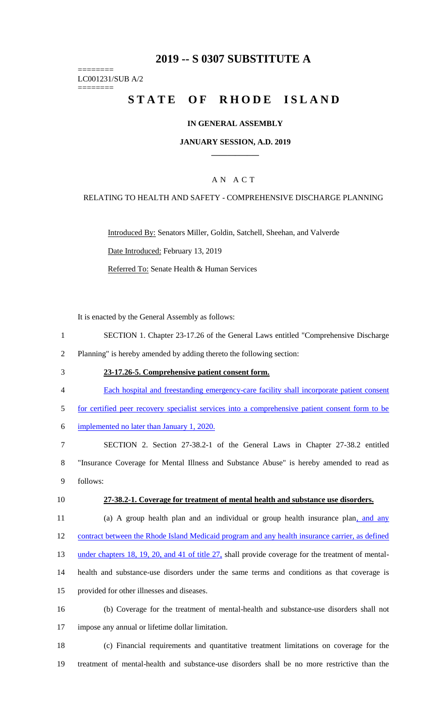# 2019 -- S 0307 SUBSTITUTE A

========
LC001231/SUB A/2
========

# STATE OF RHODE ISLAND

## IN GENERAL ASSEMBLY

### JANUARY SESSION, A.D. 2019

---

A N A C T

RELATING TO HEALTH AND SAFETY - COMPREHENSIVE DISCHARGE PLANNING

Introduced By: Senators Miller, Goldin, Satchell, Sheehan, and Valverde

Date Introduced: February 13, 2019

Referred To: Senate Health & Human Services

It is enacted by the General Assembly as follows:

1 SECTION 1. Chapter 23-17.26 of the General Laws entitled "Comprehensive Discharge
2 Planning" is hereby amended by adding thereto the following section:

3 **23-17.26-5. Comprehensive patient consent form.**

4 Each hospital and freestanding emergency-care facility shall incorporate patient consent
5 for certified peer recovery specialist services into a comprehensive patient consent form to be
6 implemented no later than January 1, 2020.

7 SECTION 2. Section 27-38.2-1 of the General Laws in Chapter 27-38.2 entitled
8 "Insurance Coverage for Mental Illness and Substance Abuse" is hereby amended to read as
9 follows:

10 **27-38.2-1. Coverage for treatment of mental health and substance use disorders.**

11 (a) A group health plan and an individual or group health insurance plan, and any
12 contract between the Rhode Island Medicaid program and any health insurance carrier, as defined
13 under chapters 18, 19, 20, and 41 of title 27, shall provide coverage for the treatment of mental-
14 health and substance-use disorders under the same terms and conditions as that coverage is
15 provided for other illnesses and diseases.

16 (b) Coverage for the treatment of mental-health and substance-use disorders shall not
17 impose any annual or lifetime dollar limitation.

18 (c) Financial requirements and quantitative treatment limitations on coverage for the
19 treatment of mental-health and substance-use disorders shall be no more restrictive than the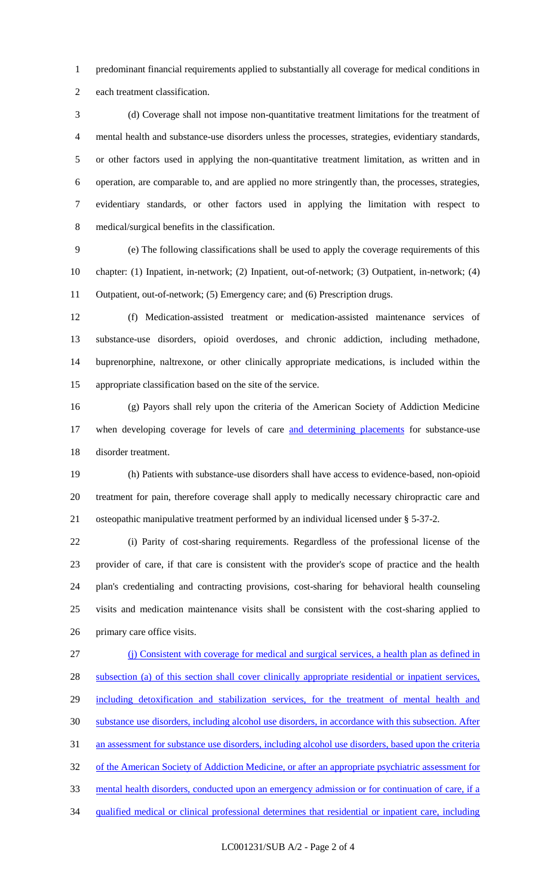predominant financial requirements applied to substantially all coverage for medical conditions in each treatment classification.

(d) Coverage shall not impose non-quantitative treatment limitations for the treatment of mental health and substance-use disorders unless the processes, strategies, evidentiary standards, or other factors used in applying the non-quantitative treatment limitation, as written and in operation, are comparable to, and are applied no more stringently than, the processes, strategies, evidentiary standards, or other factors used in applying the limitation with respect to medical/surgical benefits in the classification.

(e) The following classifications shall be used to apply the coverage requirements of this chapter: (1) Inpatient, in-network; (2) Inpatient, out-of-network; (3) Outpatient, in-network; (4) Outpatient, out-of-network; (5) Emergency care; and (6) Prescription drugs.

(f) Medication-assisted treatment or medication-assisted maintenance services of substance-use disorders, opioid overdoses, and chronic addiction, including methadone, buprenorphine, naltrexone, or other clinically appropriate medications, is included within the appropriate classification based on the site of the service.

(g) Payors shall rely upon the criteria of the American Society of Addiction Medicine when developing coverage for levels of care <u>and determining placements</u> for substance-use disorder treatment.

(h) Patients with substance-use disorders shall have access to evidence-based, non-opioid treatment for pain, therefore coverage shall apply to medically necessary chiropractic care and osteopathic manipulative treatment performed by an individual licensed under § 5-37-2.

(i) Parity of cost-sharing requirements. Regardless of the professional license of the provider of care, if that care is consistent with the provider's scope of practice and the health plan's credentialing and contracting provisions, cost-sharing for behavioral health counseling visits and medication maintenance visits shall be consistent with the cost-sharing applied to primary care office visits.

<u>(j) Consistent with coverage for medical and surgical services, a health plan as defined in subsection (a) of this section shall cover clinically appropriate residential or inpatient services, including detoxification and stabilization services, for the treatment of mental health and substance use disorders, including alcohol use disorders, in accordance with this subsection. After an assessment for substance use disorders, including alcohol use disorders, based upon the criteria of the American Society of Addiction Medicine, or after an appropriate psychiatric assessment for mental health disorders, conducted upon an emergency admission or for continuation of care, if a qualified medical or clinical professional determines that residential or inpatient care, including</u>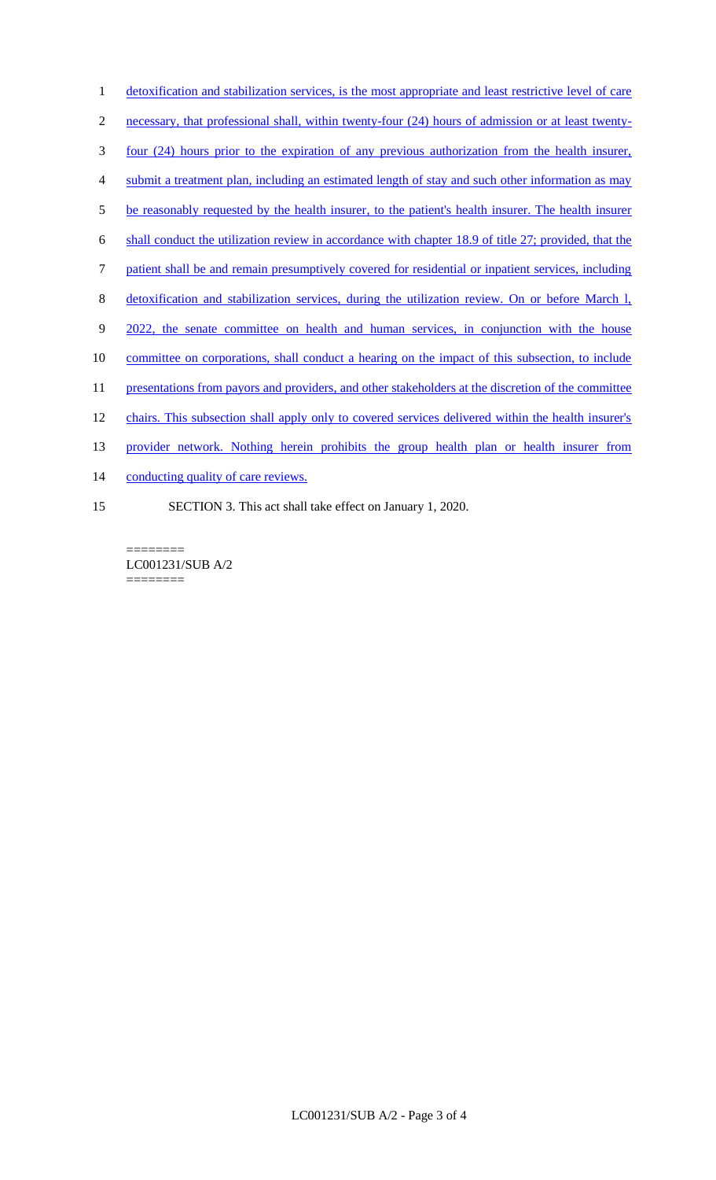1 detoxification and stabilization services, is the most appropriate and least restrictive level of care
2 necessary, that professional shall, within twenty-four (24) hours of admission or at least twenty-
3 four (24) hours prior to the expiration of any previous authorization from the health insurer,
4 submit a treatment plan, including an estimated length of stay and such other information as may
5 be reasonably requested by the health insurer, to the patient's health insurer. The health insurer
6 shall conduct the utilization review in accordance with chapter 18.9 of title 27; provided, that the
7 patient shall be and remain presumptively covered for residential or inpatient services, including
8 detoxification and stabilization services, during the utilization review. On or before March l,
9 2022, the senate committee on health and human services, in conjunction with the house
10 committee on corporations, shall conduct a hearing on the impact of this subsection, to include
11 presentations from payors and providers, and other stakeholders at the discretion of the committee
12 chairs. This subsection shall apply only to covered services delivered within the health insurer's
13 provider network. Nothing herein prohibits the group health plan or health insurer from
14 conducting quality of care reviews.

15 SECTION 3. This act shall take effect on January 1, 2020.

========
LC001231/SUB A/2
========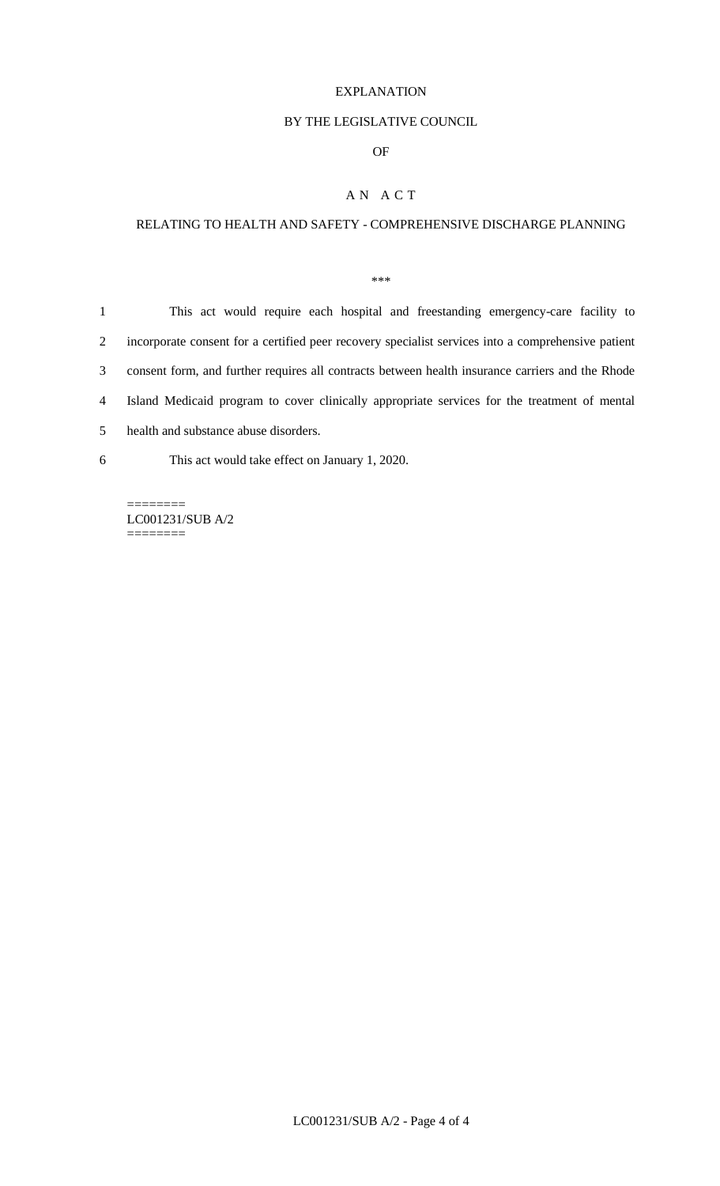EXPLANATION

BY THE LEGISLATIVE COUNCIL

OF

A N A C T

RELATING TO HEALTH AND SAFETY - COMPREHENSIVE DISCHARGE PLANNING

\*\*\*

1 This act would require each hospital and freestanding emergency-care facility to
2 incorporate consent for a certified peer recovery specialist services into a comprehensive patient
3 consent form, and further requires all contracts between health insurance carriers and the Rhode
4 Island Medicaid program to cover clinically appropriate services for the treatment of mental
5 health and substance abuse disorders.

6 This act would take effect on January 1, 2020.

========
LC001231/SUB A/2
========